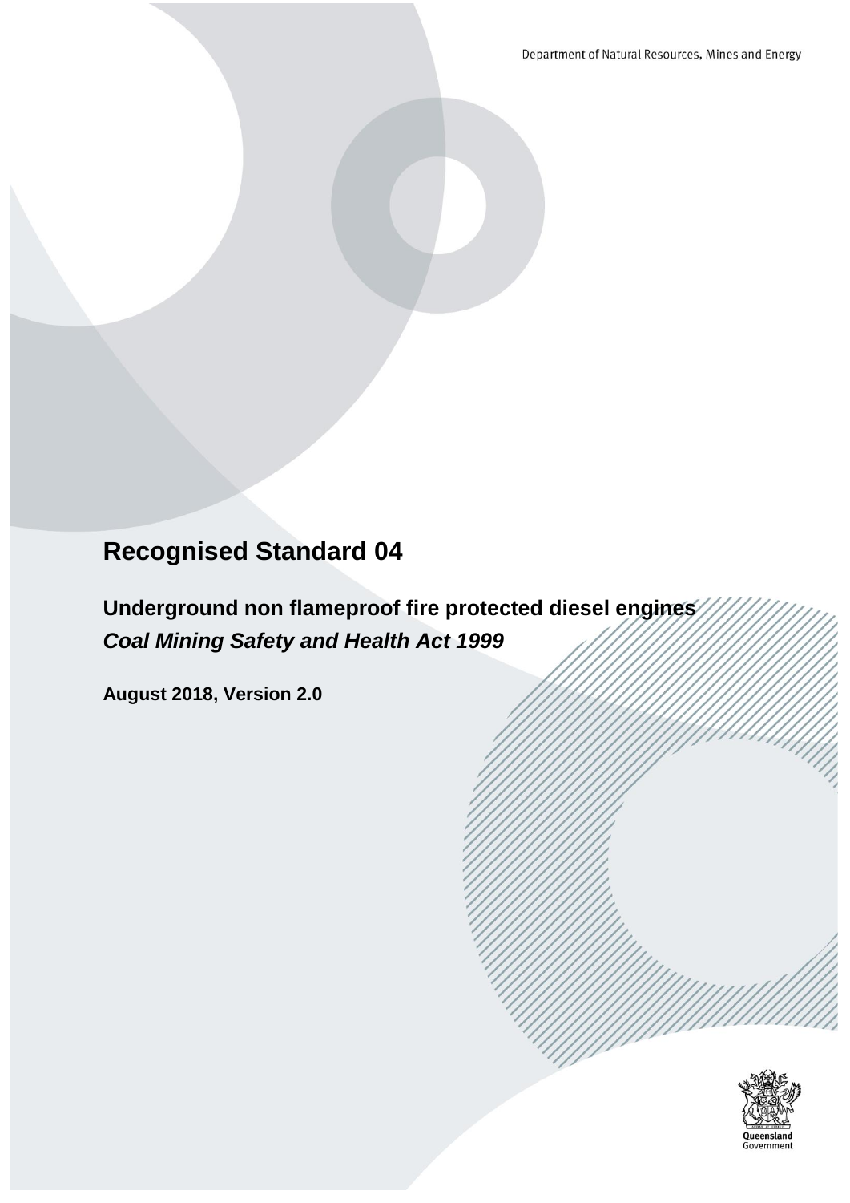Department of Natural Resources, Mines and Energy

# Recognised Standard 04

## Underground non flameproof fire protected diesel engines

## *Coal Mining Safety and Health Act 1999*

**August 2018, Version 2.0**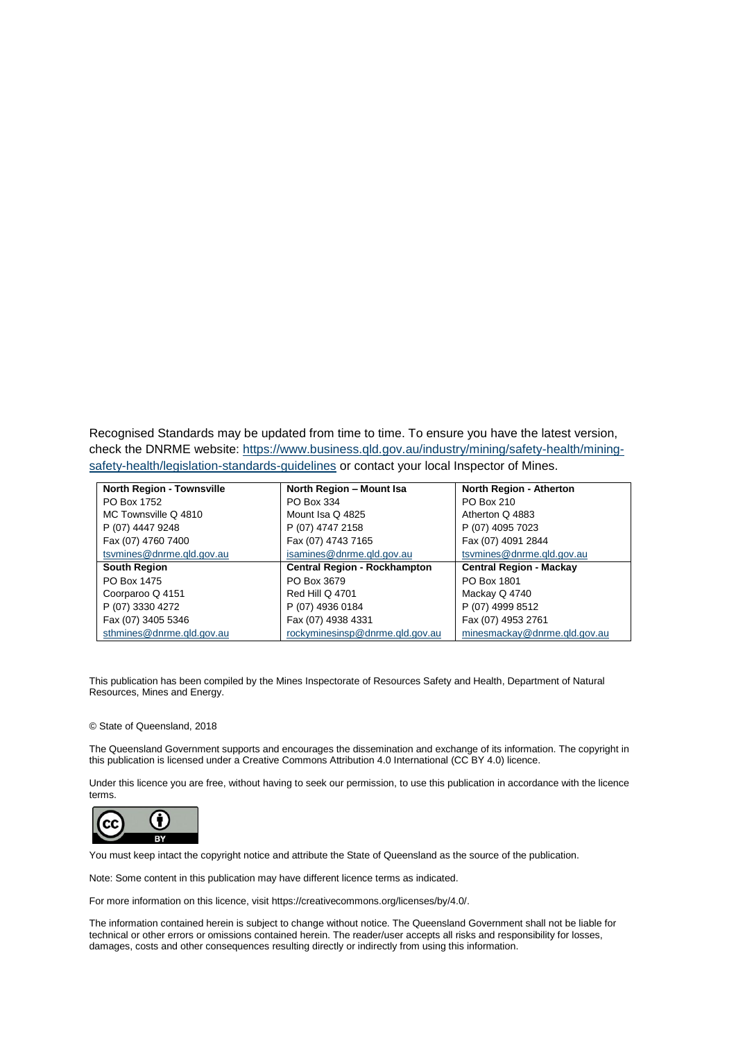Recognised Standards may be updated from time to time. To ensure you have the latest version, check the DNRME website: [https://www.business.qld.gov.au/industry/mining/safety-health/mining-safety-health/legislation-standards-guidelines](https://www.business.qld.gov.au/industry/mining/safety-health/mining-safety-health/legislation-standards-guidelines) or contact your local Inspector of Mines.

| **North Region - Townsville** | **North Region – Mount Isa** | **North Region - Atherton** |
|---|---|---|
| PO Box 1752 | PO Box 334 | PO Box 210 |
| MC Townsville Q 4810 | Mount Isa Q 4825 | Atherton Q 4883 |
| P (07) 4447 9248 | P (07) 4747 2158 | P (07) 4095 7023 |
| Fax (07) 4760 7400 | Fax (07) 4743 7165 | Fax (07) 4091 2844 |
| tsvmines@dnrme.qld.gov.au | isamines@dnrme.qld.gov.au | tsvmines@dnrme.qld.gov.au |
| **South Region** | **Central Region - Rockhampton** | **Central Region - Mackay** |
| PO Box 1475 | PO Box 3679 | PO Box 1801 |
| Coorparoo Q 4151 | Red Hill Q 4701 | Mackay Q 4740 |
| P (07) 3330 4272 | P (07) 4936 0184 | P (07) 4999 8512 |
| Fax (07) 3405 5346 | Fax (07) 4938 4331 | Fax (07) 4953 2761 |
| sthmines@dnrme.qld.gov.au | rockyminesinsp@dnrme.qld.gov.au | minesmackay@dnrme.qld.gov.au |

This publication has been compiled by the Mines Inspectorate of Resources Safety and Health, Department of Natural Resources, Mines and Energy.

© State of Queensland, 2018

The Queensland Government supports and encourages the dissemination and exchange of its information. The copyright in this publication is licensed under a Creative Commons Attribution 4.0 International (CC BY 4.0) licence.

Under this licence you are free, without having to seek our permission, to use this publication in accordance with the licence terms.

You must keep intact the copyright notice and attribute the State of Queensland as the source of the publication.

Note: Some content in this publication may have different licence terms as indicated.

For more information on this licence, visit https://creativecommons.org/licenses/by/4.0/.

The information contained herein is subject to change without notice. The Queensland Government shall not be liable for technical or other errors or omissions contained herein. The reader/user accepts all risks and responsibility for losses, damages, costs and other consequences resulting directly or indirectly from using this information.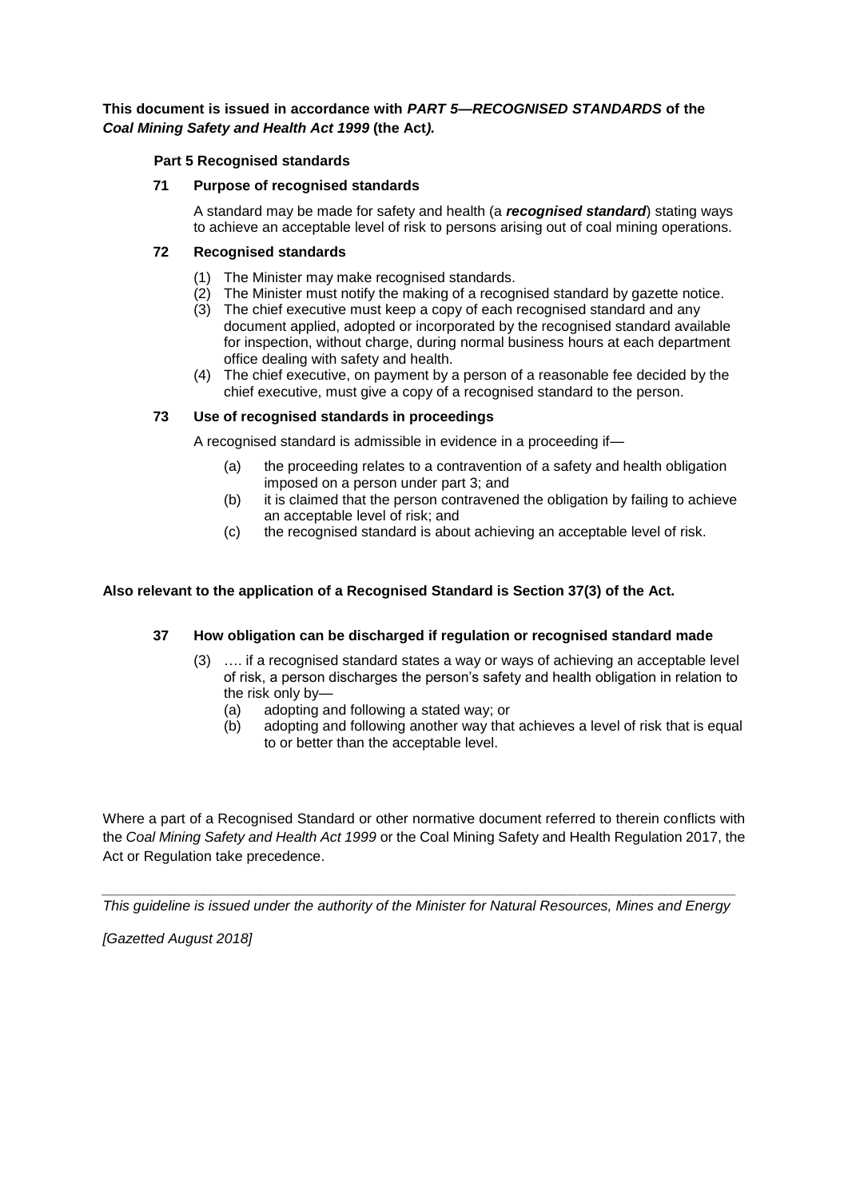**This document is issued in accordance with *PART 5—RECOGNISED STANDARDS* of the *Coal Mining Safety and Health Act 1999* (the Act*).***

**Part 5 Recognised standards**

**71 Purpose of recognised standards**

A standard may be made for safety and health (a ***recognised standard***) stating ways to achieve an acceptable level of risk to persons arising out of coal mining operations.

**72 Recognised standards**

(1) The Minister may make recognised standards.
(2) The Minister must notify the making of a recognised standard by gazette notice.
(3) The chief executive must keep a copy of each recognised standard and any document applied, adopted or incorporated by the recognised standard available for inspection, without charge, during normal business hours at each department office dealing with safety and health.
(4) The chief executive, on payment by a person of a reasonable fee decided by the chief executive, must give a copy of a recognised standard to the person.

**73 Use of recognised standards in proceedings**

A recognised standard is admissible in evidence in a proceeding if—

(a) the proceeding relates to a contravention of a safety and health obligation imposed on a person under part 3; and
(b) it is claimed that the person contravened the obligation by failing to achieve an acceptable level of risk; and
(c) the recognised standard is about achieving an acceptable level of risk.

**Also relevant to the application of a Recognised Standard is Section 37(3) of the Act.**

**37 How obligation can be discharged if regulation or recognised standard made**

(3) …. if a recognised standard states a way or ways of achieving an acceptable level of risk, a person discharges the person's safety and health obligation in relation to the risk only by—
(a) adopting and following a stated way; or
(b) adopting and following another way that achieves a level of risk that is equal to or better than the acceptable level.

Where a part of a Recognised Standard or other normative document referred to therein conflicts with the *Coal Mining Safety and Health Act 1999* or the Coal Mining Safety and Health Regulation 2017, the Act or Regulation take precedence.

---

*This guideline is issued under the authority of the Minister for Natural Resources, Mines and Energy*

*[Gazetted August 2018]*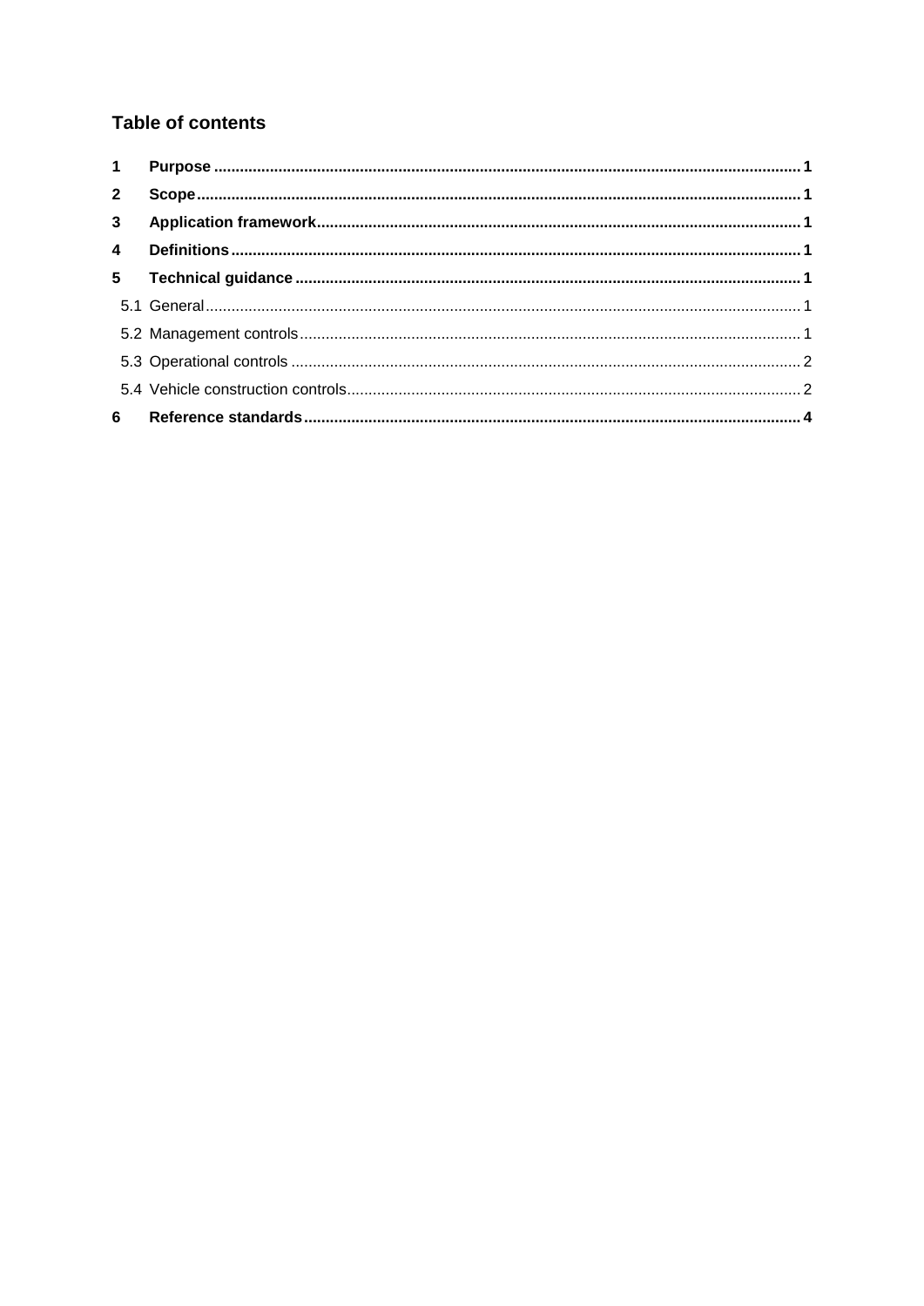## Table of contents

| | | |
|---|---|---|
| **1** | **Purpose** | **1** |
| **2** | **Scope** | **1** |
| **3** | **Application framework** | **1** |
| **4** | **Definitions** | **1** |
| **5** | **Technical guidance** | **1** |
| 5.1 | General | 1 |
| 5.2 | Management controls | 1 |
| 5.3 | Operational controls | 2 |
| 5.4 | Vehicle construction controls | 2 |
| **6** | **Reference standards** | **4** |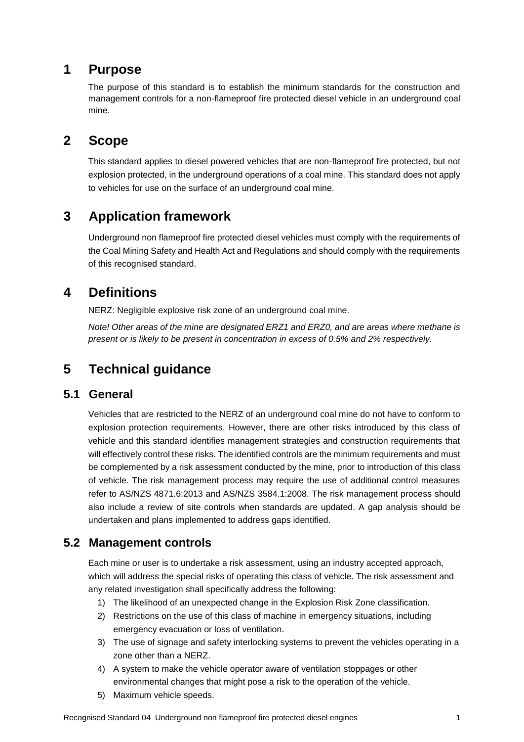# 1 Purpose

The purpose of this standard is to establish the minimum standards for the construction and management controls for a non-flameproof fire protected diesel vehicle in an underground coal mine.

# 2 Scope

This standard applies to diesel powered vehicles that are non-flameproof fire protected, but not explosion protected, in the underground operations of a coal mine. This standard does not apply to vehicles for use on the surface of an underground coal mine.

# 3 Application framework

Underground non flameproof fire protected diesel vehicles must comply with the requirements of the Coal Mining Safety and Health Act and Regulations and should comply with the requirements of this recognised standard.

# 4 Definitions

NERZ: Negligible explosive risk zone of an underground coal mine.

*Note! Other areas of the mine are designated ERZ1 and ERZ0, and are areas where methane is present or is likely to be present in concentration in excess of 0.5% and 2% respectively.*

# 5 Technical guidance

## 5.1 General

Vehicles that are restricted to the NERZ of an underground coal mine do not have to conform to explosion protection requirements. However, there are other risks introduced by this class of vehicle and this standard identifies management strategies and construction requirements that will effectively control these risks. The identified controls are the minimum requirements and must be complemented by a risk assessment conducted by the mine, prior to introduction of this class of vehicle. The risk management process may require the use of additional control measures refer to AS/NZS 4871.6:2013 and AS/NZS 3584.1:2008. The risk management process should also include a review of site controls when standards are updated. A gap analysis should be undertaken and plans implemented to address gaps identified.

## 5.2 Management controls

Each mine or user is to undertake a risk assessment, using an industry accepted approach, which will address the special risks of operating this class of vehicle. The risk assessment and any related investigation shall specifically address the following:

1) The likelihood of an unexpected change in the Explosion Risk Zone classification.
2) Restrictions on the use of this class of machine in emergency situations, including emergency evacuation or loss of ventilation.
3) The use of signage and safety interlocking systems to prevent the vehicles operating in a zone other than a NERZ.
4) A system to make the vehicle operator aware of ventilation stoppages or other environmental changes that might pose a risk to the operation of the vehicle.
5) Maximum vehicle speeds.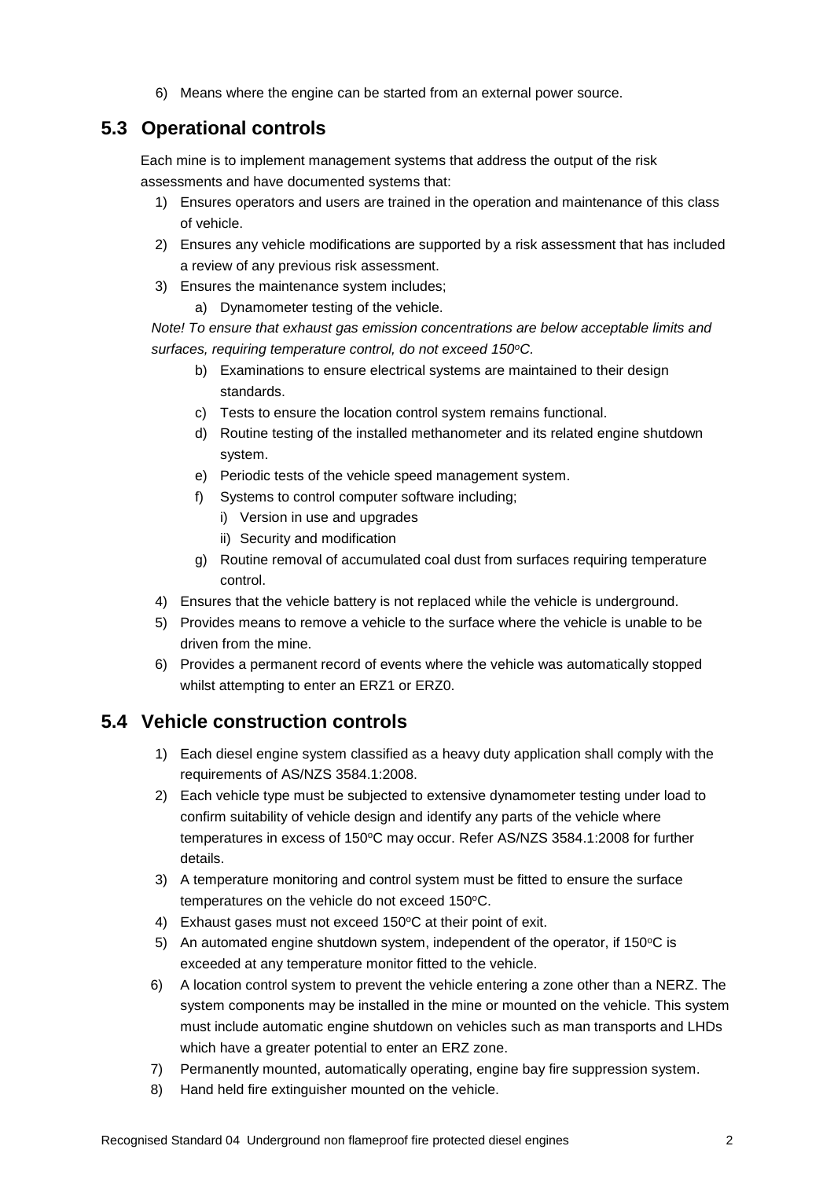6) Means where the engine can be started from an external power source.

## 5.3 Operational controls

Each mine is to implement management systems that address the output of the risk assessments and have documented systems that:

1) Ensures operators and users are trained in the operation and maintenance of this class of vehicle.
2) Ensures any vehicle modifications are supported by a risk assessment that has included a review of any previous risk assessment.
3) Ensures the maintenance system includes;
    a) Dynamometer testing of the vehicle.

*Note! To ensure that exhaust gas emission concentrations are below acceptable limits and surfaces, requiring temperature control, do not exceed 150°C.*

    b) Examinations to ensure electrical systems are maintained to their design standards.
    c) Tests to ensure the location control system remains functional.
    d) Routine testing of the installed methanometer and its related engine shutdown system.
    e) Periodic tests of the vehicle speed management system.
    f) Systems to control computer software including;
        i) Version in use and upgrades
        ii) Security and modification
    g) Routine removal of accumulated coal dust from surfaces requiring temperature control.
4) Ensures that the vehicle battery is not replaced while the vehicle is underground.
5) Provides means to remove a vehicle to the surface where the vehicle is unable to be driven from the mine.
6) Provides a permanent record of events where the vehicle was automatically stopped whilst attempting to enter an ERZ1 or ERZ0.

## 5.4 Vehicle construction controls

1) Each diesel engine system classified as a heavy duty application shall comply with the requirements of AS/NZS 3584.1:2008.
2) Each vehicle type must be subjected to extensive dynamometer testing under load to confirm suitability of vehicle design and identify any parts of the vehicle where temperatures in excess of 150°C may occur. Refer AS/NZS 3584.1:2008 for further details.
3) A temperature monitoring and control system must be fitted to ensure the surface temperatures on the vehicle do not exceed 150°C.
4) Exhaust gases must not exceed 150°C at their point of exit.
5) An automated engine shutdown system, independent of the operator, if 150°C is exceeded at any temperature monitor fitted to the vehicle.
6) A location control system to prevent the vehicle entering a zone other than a NERZ. The system components may be installed in the mine or mounted on the vehicle. This system must include automatic engine shutdown on vehicles such as man transports and LHDs which have a greater potential to enter an ERZ zone.
7) Permanently mounted, automatically operating, engine bay fire suppression system.
8) Hand held fire extinguisher mounted on the vehicle.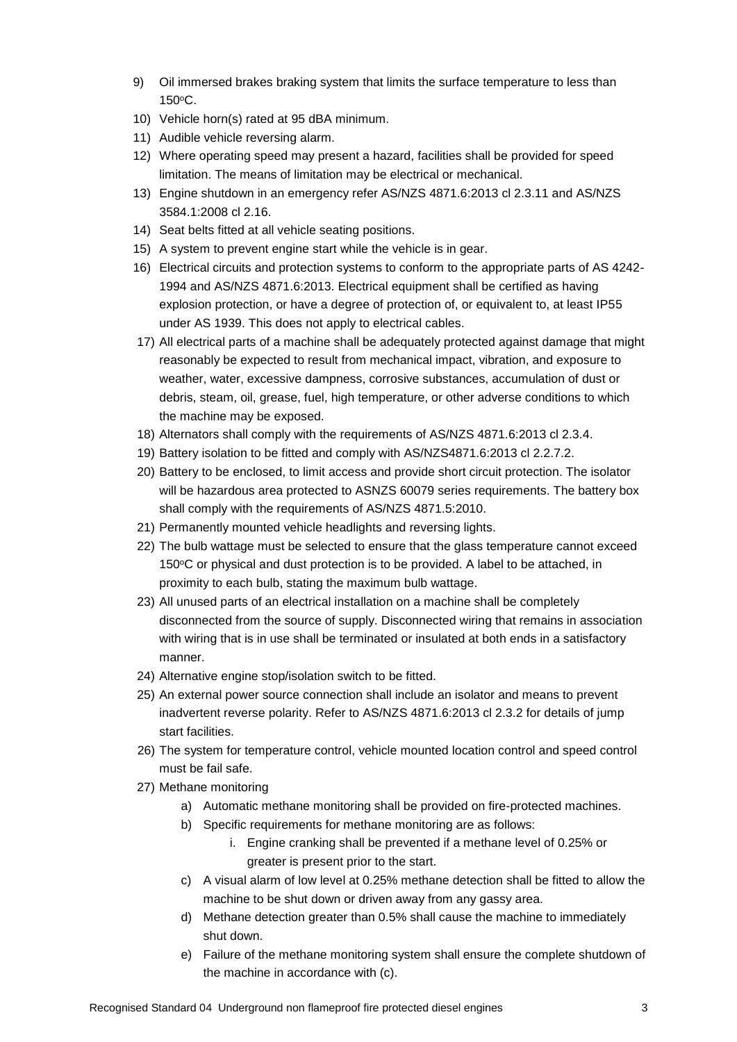9) Oil immersed brakes braking system that limits the surface temperature to less than 150ºC.
10) Vehicle horn(s) rated at 95 dBA minimum.
11) Audible vehicle reversing alarm.
12) Where operating speed may present a hazard, facilities shall be provided for speed limitation. The means of limitation may be electrical or mechanical.
13) Engine shutdown in an emergency refer AS/NZS 4871.6:2013 cl 2.3.11 and AS/NZS 3584.1:2008 cl 2.16.
14) Seat belts fitted at all vehicle seating positions.
15) A system to prevent engine start while the vehicle is in gear.
16) Electrical circuits and protection systems to conform to the appropriate parts of AS 4242-1994 and AS/NZS 4871.6:2013. Electrical equipment shall be certified as having explosion protection, or have a degree of protection of, or equivalent to, at least IP55 under AS 1939. This does not apply to electrical cables.
17) All electrical parts of a machine shall be adequately protected against damage that might reasonably be expected to result from mechanical impact, vibration, and exposure to weather, water, excessive dampness, corrosive substances, accumulation of dust or debris, steam, oil, grease, fuel, high temperature, or other adverse conditions to which the machine may be exposed.
18) Alternators shall comply with the requirements of AS/NZS 4871.6:2013 cl 2.3.4.
19) Battery isolation to be fitted and comply with AS/NZS4871.6:2013 cl 2.2.7.2.
20) Battery to be enclosed, to limit access and provide short circuit protection. The isolator will be hazardous area protected to ASNZS 60079 series requirements. The battery box shall comply with the requirements of AS/NZS 4871.5:2010.
21) Permanently mounted vehicle headlights and reversing lights.
22) The bulb wattage must be selected to ensure that the glass temperature cannot exceed 150ºC or physical and dust protection is to be provided. A label to be attached, in proximity to each bulb, stating the maximum bulb wattage.
23) All unused parts of an electrical installation on a machine shall be completely disconnected from the source of supply. Disconnected wiring that remains in association with wiring that is in use shall be terminated or insulated at both ends in a satisfactory manner.
24) Alternative engine stop/isolation switch to be fitted.
25) An external power source connection shall include an isolator and means to prevent inadvertent reverse polarity. Refer to AS/NZS 4871.6:2013 cl 2.3.2 for details of jump start facilities.
26) The system for temperature control, vehicle mounted location control and speed control must be fail safe.
27) Methane monitoring
    a) Automatic methane monitoring shall be provided on fire-protected machines.
    b) Specific requirements for methane monitoring are as follows:
        i. Engine cranking shall be prevented if a methane level of 0.25% or greater is present prior to the start.
    c) A visual alarm of low level at 0.25% methane detection shall be fitted to allow the machine to be shut down or driven away from any gassy area.
    d) Methane detection greater than 0.5% shall cause the machine to immediately shut down.
    e) Failure of the methane monitoring system shall ensure the complete shutdown of the machine in accordance with (c).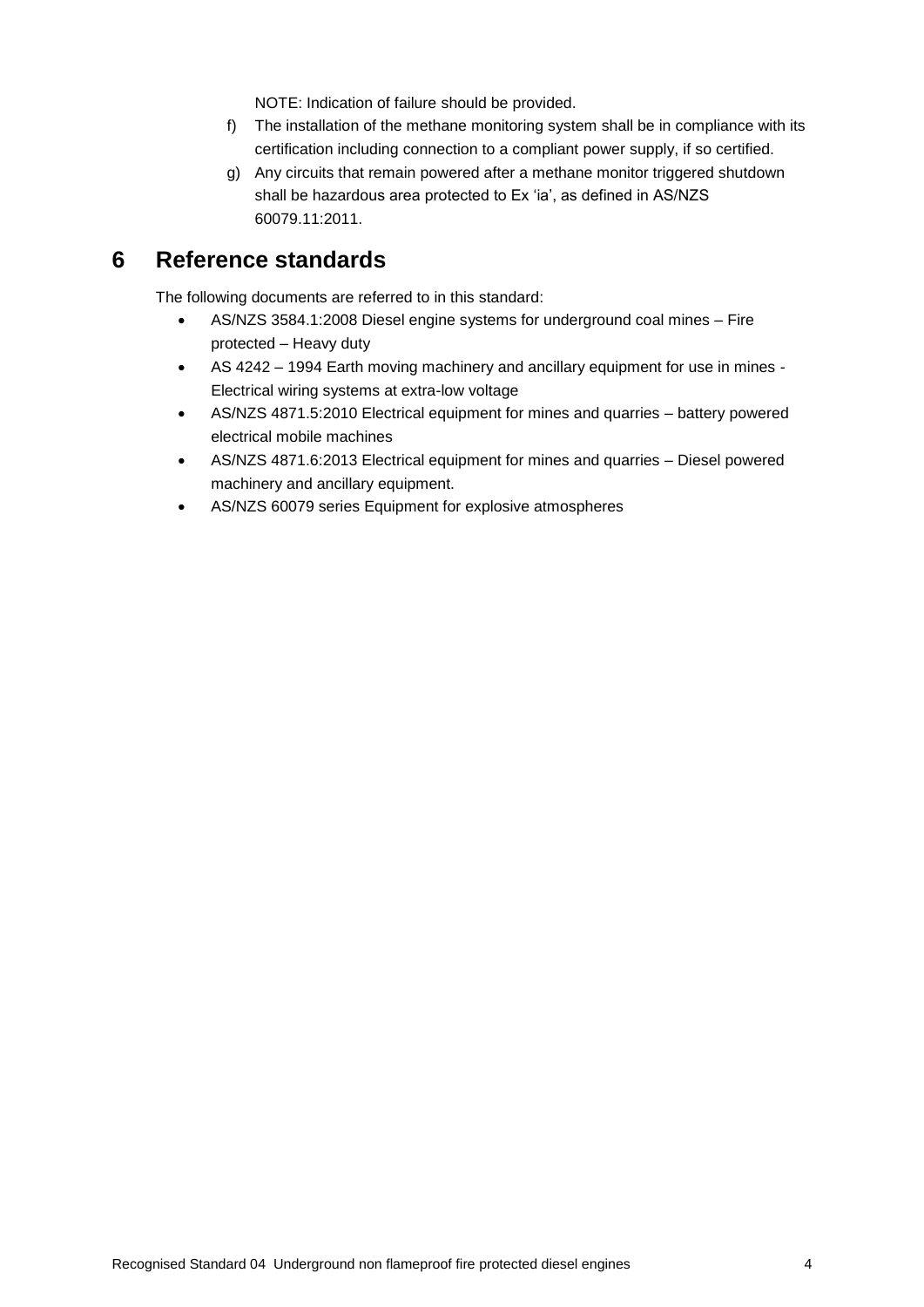NOTE: Indication of failure should be provided.

f) The installation of the methane monitoring system shall be in compliance with its certification including connection to a compliant power supply, if so certified.

g) Any circuits that remain powered after a methane monitor triggered shutdown shall be hazardous area protected to Ex 'ia', as defined in AS/NZS 60079.11:2011.

# 6 Reference standards

The following documents are referred to in this standard:

- AS/NZS 3584.1:2008 Diesel engine systems for underground coal mines – Fire protected – Heavy duty
- AS 4242 – 1994 Earth moving machinery and ancillary equipment for use in mines - Electrical wiring systems at extra-low voltage
- AS/NZS 4871.5:2010 Electrical equipment for mines and quarries – battery powered electrical mobile machines
- AS/NZS 4871.6:2013 Electrical equipment for mines and quarries – Diesel powered machinery and ancillary equipment.
- AS/NZS 60079 series Equipment for explosive atmospheres